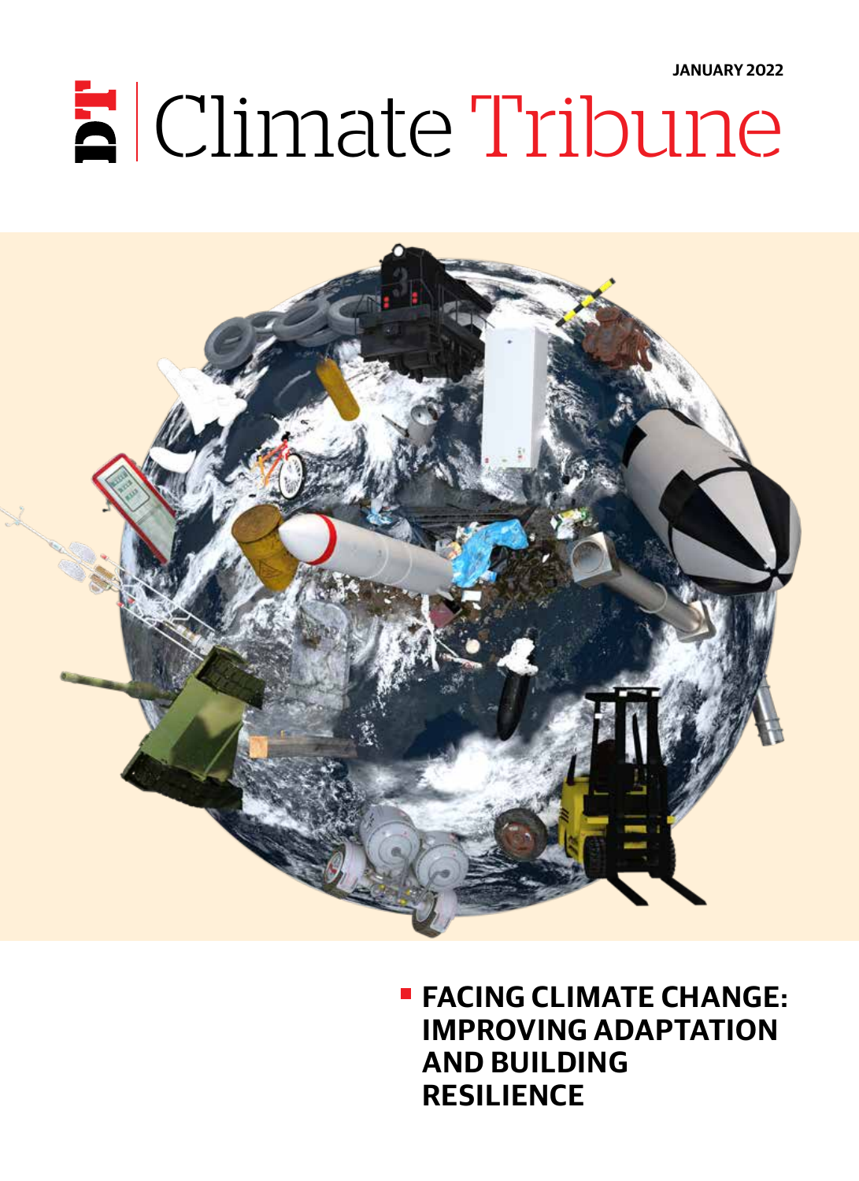JANUARY 2022

# DT | Climate Tribune

## FACING CLIMATE CHANGE: IMPROVING ADAPTATION AND BUILDING RESILIENCE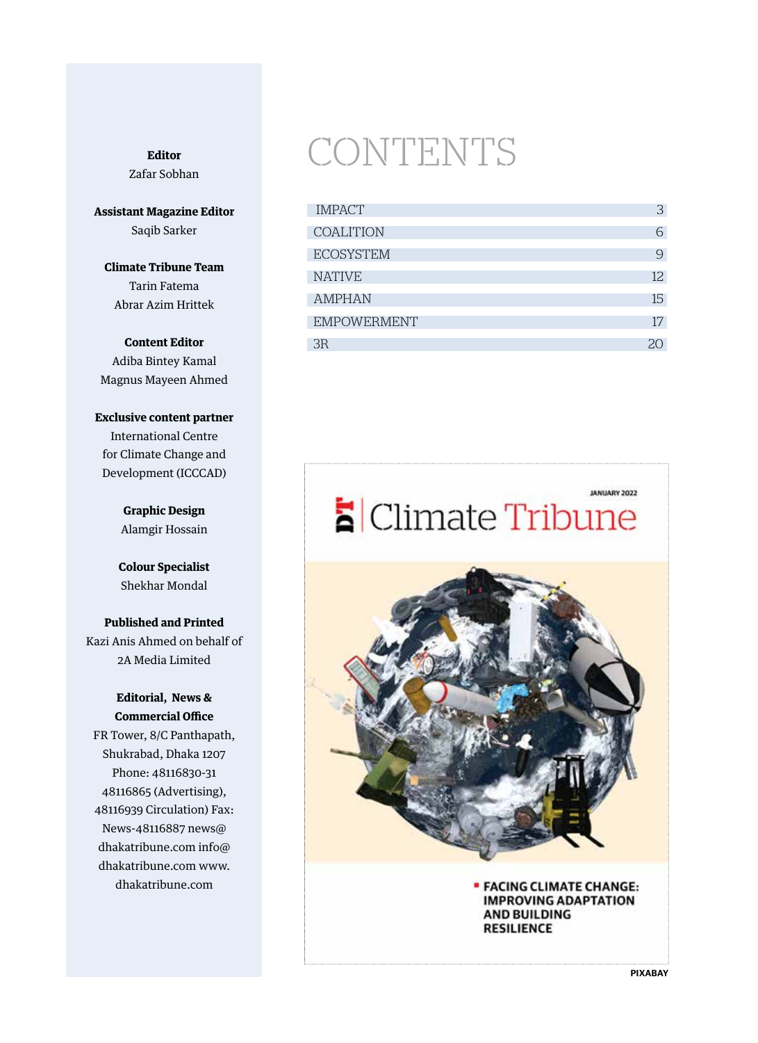**Editor**
Zafar Sobhan

**Assistant Magazine Editor**
Saqib Sarker

**Climate Tribune Team**
Tarin Fatema
Abrar Azim Hrittek

**Content Editor**
Adiba Bintey Kamal
Magnus Mayeen Ahmed

**Exclusive content partner**
International Centre for Climate Change and Development (ICCCAD)

**Graphic Design**
Alamgir Hossain

**Colour Specialist**
Shekhar Mondal

**Published and Printed**
Kazi Anis Ahmed on behalf of 2A Media Limited

**Editorial, News & Commercial Office**
FR Tower, 8/C Panthapath, Shukrabad, Dhaka 1207
Phone: 48116830-31
48116865 (Advertising),
48116939 Circulation) Fax:
News-48116887 news@dhakatribune.com info@dhakatribune.com www.dhakatribune.com

# CONTENTS

| | |
|---|---|
| IMPACT | 3 |
| COALITION | 6 |
| ECOSYSTEM | 9 |
| NATIVE | 12 |
| AMPHAN | 15 |
| EMPOWERMENT | 17 |
| 3R | 20 |

DT Climate Tribune
JANUARY 2022

FACING CLIMATE CHANGE: IMPROVING ADAPTATION AND BUILDING RESILIENCE

PIXABAY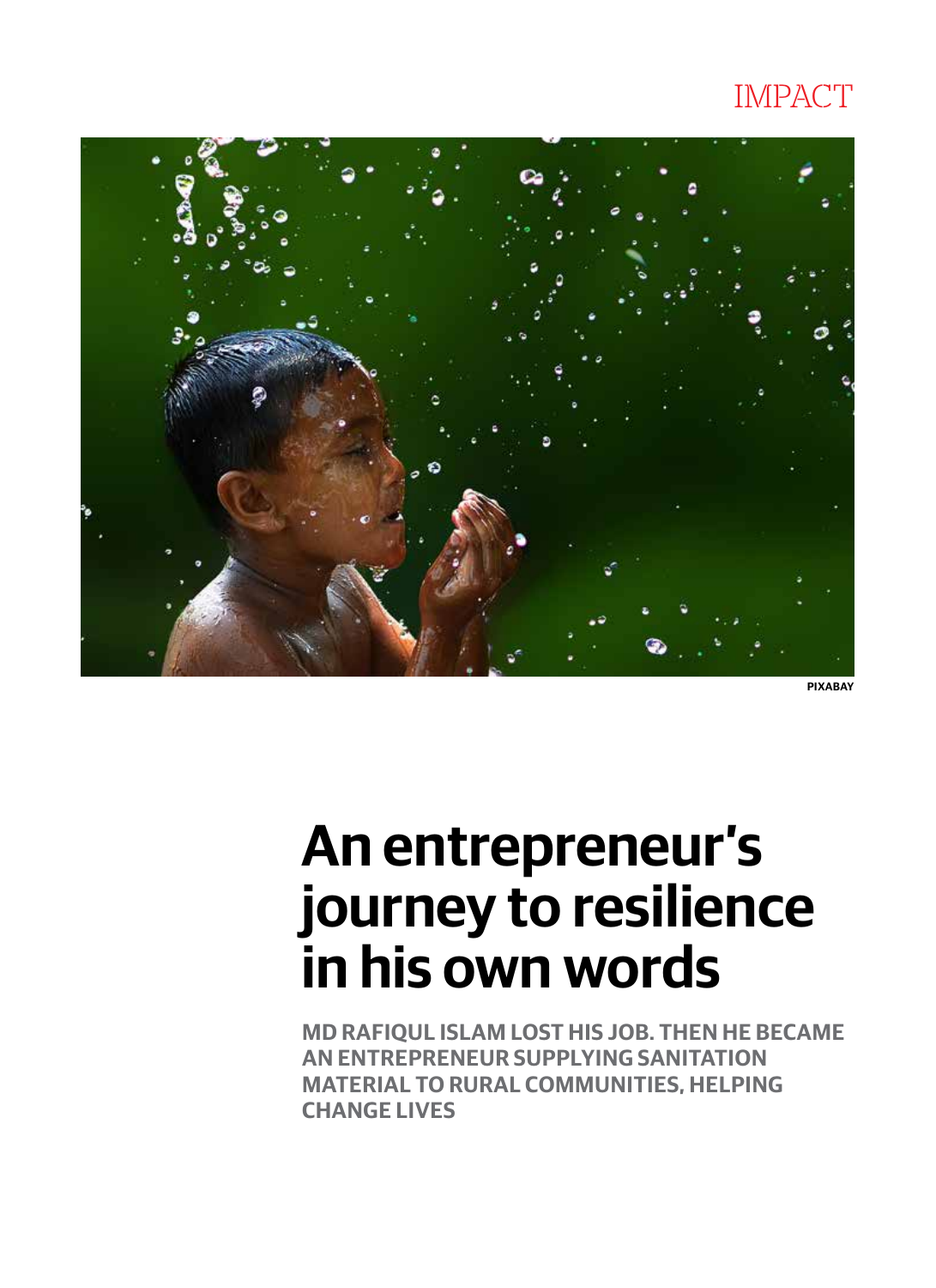IMPACT

PIXABAY

# An entrepreneur's journey to resilience in his own words

**MD RAFIQUL ISLAM LOST HIS JOB. THEN HE BECAME AN ENTREPRENEUR SUPPLYING SANITATION MATERIAL TO RURAL COMMUNITIES, HELPING CHANGE LIVES**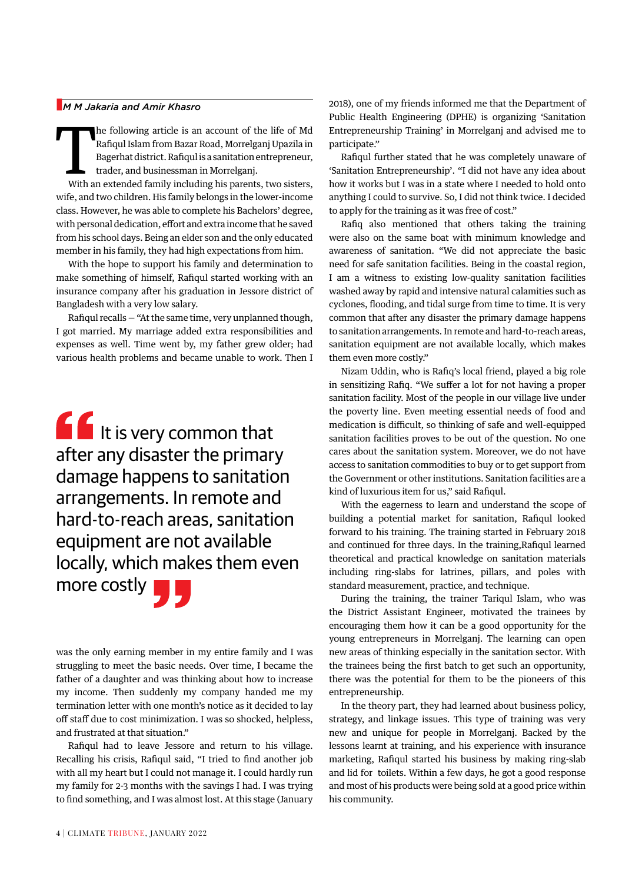*M M Jakaria and Amir Khasro*

The following article is an account of the life of Md Rafiqul Islam from Bazar Road, Morrelganj Upazila in Bagerhat district. Rafiqul is a sanitation entrepreneur, trader, and businessman in Morrelganj.

With an extended family including his parents, two sisters, wife, and two children. His family belongs in the lower-income class. However, he was able to complete his Bachelors' degree, with personal dedication, effort and extra income that he saved from his school days. Being an elder son and the only educated member in his family, they had high expectations from him.

With the hope to support his family and determination to make something of himself, Rafiqul started working with an insurance company after his graduation in Jessore district of Bangladesh with a very low salary.

Rafiqul recalls – "At the same time, very unplanned though, I got married. My marriage added extra responsibilities and expenses as well. Time went by, my father grew older; had various health problems and became unable to work. Then I was the only earning member in my entire family and I was struggling to meet the basic needs. Over time, I became the father of a daughter and was thinking about how to increase my income. Then suddenly my company handed me my termination letter with one month's notice as it decided to lay off staff due to cost minimization. I was so shocked, helpless, and frustrated at that situation."

> It is very common that after any disaster the primary damage happens to sanitation arrangements. In remote and hard-to-reach areas, sanitation equipment are not available locally, which makes them even more costly

Rafiqul had to leave Jessore and return to his village. Recalling his crisis, Rafiqul said, "I tried to find another job with all my heart but I could not manage it. I could hardly run my family for 2-3 months with the savings I had. I was trying to find something, and I was almost lost. At this stage (January 2018), one of my friends informed me that the Department of Public Health Engineering (DPHE) is organizing 'Sanitation Entrepreneurship Training' in Morrelganj and advised me to participate."

Rafiqul further stated that he was completely unaware of 'Sanitation Entrepreneurship'. "I did not have any idea about how it works but I was in a state where I needed to hold onto anything I could to survive. So, I did not think twice. I decided to apply for the training as it was free of cost."

Rafiq also mentioned that others taking the training were also on the same boat with minimum knowledge and awareness of sanitation. "We did not appreciate the basic need for safe sanitation facilities. Being in the coastal region, I am a witness to existing low-quality sanitation facilities washed away by rapid and intensive natural calamities such as cyclones, flooding, and tidal surge from time to time. It is very common that after any disaster the primary damage happens to sanitation arrangements. In remote and hard-to-reach areas, sanitation equipment are not available locally, which makes them even more costly."

Nizam Uddin, who is Rafiq's local friend, played a big role in sensitizing Rafiq. "We suffer a lot for not having a proper sanitation facility. Most of the people in our village live under the poverty line. Even meeting essential needs of food and medication is difficult, so thinking of safe and well-equipped sanitation facilities proves to be out of the question. No one cares about the sanitation system. Moreover, we do not have access to sanitation commodities to buy or to get support from the Government or other institutions. Sanitation facilities are a kind of luxurious item for us," said Rafiqul.

With the eagerness to learn and understand the scope of building a potential market for sanitation, Rafiqul looked forward to his training. The training started in February 2018 and continued for three days. In the training,Rafiqul learned theoretical and practical knowledge on sanitation materials including ring-slabs for latrines, pillars, and poles with standard measurement, practice, and technique.

During the training, the trainer Tariqul Islam, who was the District Assistant Engineer, motivated the trainees by encouraging them how it can be a good opportunity for the young entrepreneurs in Morrelganj. The learning can open new areas of thinking especially in the sanitation sector. With the trainees being the first batch to get such an opportunity, there was the potential for them to be the pioneers of this entrepreneurship.

In the theory part, they had learned about business policy, strategy, and linkage issues. This type of training was very new and unique for people in Morrelganj. Backed by the lessons learnt at training, and his experience with insurance marketing, Rafiqul started his business by making ring-slab and lid for toilets. Within a few days, he got a good response and most of his products were being sold at a good price within his community.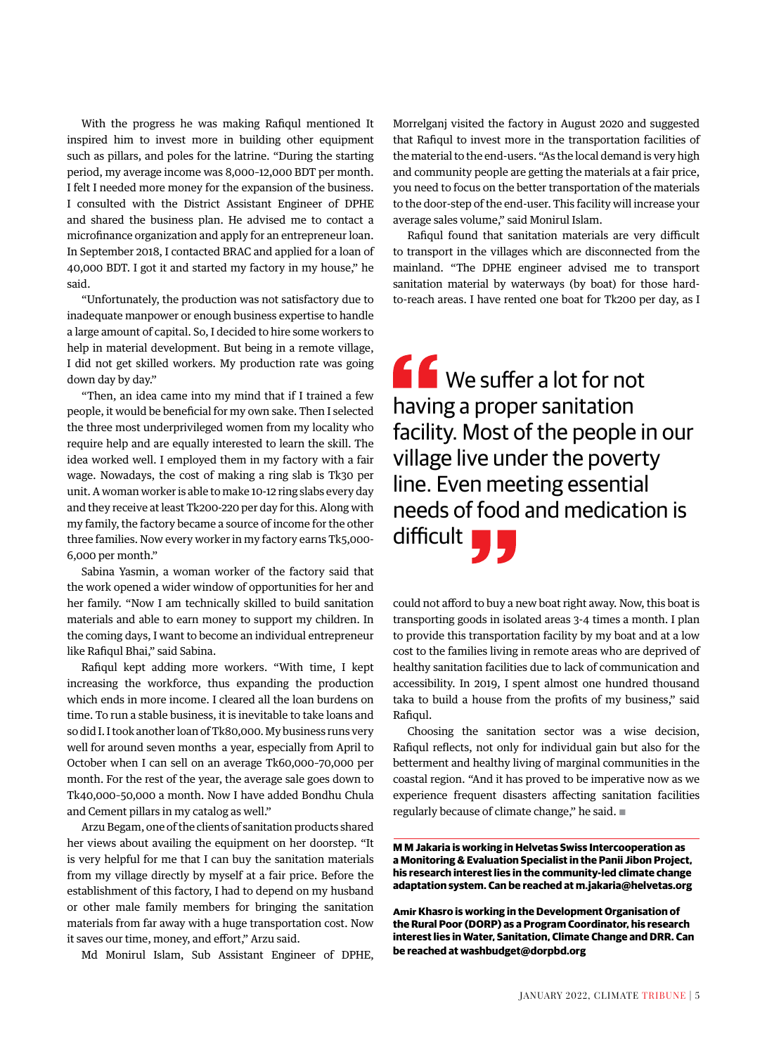With the progress he was making Rafiqul mentioned It inspired him to invest more in building other equipment such as pillars, and poles for the latrine. "During the starting period, my average income was 8,000-12,000 BDT per month. I felt I needed more money for the expansion of the business. I consulted with the District Assistant Engineer of DPHE and shared the business plan. He advised me to contact a microfinance organization and apply for an entrepreneur loan. In September 2018, I contacted BRAC and applied for a loan of 40,000 BDT. I got it and started my factory in my house," he said.

"Unfortunately, the production was not satisfactory due to inadequate manpower or enough business expertise to handle a large amount of capital. So, I decided to hire some workers to help in material development. But being in a remote village, I did not get skilled workers. My production rate was going down day by day."

"Then, an idea came into my mind that if I trained a few people, it would be beneficial for my own sake. Then I selected the three most underprivileged women from my locality who require help and are equally interested to learn the skill. The idea worked well. I employed them in my factory with a fair wage. Nowadays, the cost of making a ring slab is Tk30 per unit. A woman worker is able to make 10-12 ring slabs every day and they receive at least Tk200-220 per day for this. Along with my family, the factory became a source of income for the other three families. Now every worker in my factory earns Tk5,000-6,000 per month."

Sabina Yasmin, a woman worker of the factory said that the work opened a wider window of opportunities for her and her family. "Now I am technically skilled to build sanitation materials and able to earn money to support my children. In the coming days, I want to become an individual entrepreneur like Rafiqul Bhai," said Sabina.

Rafiqul kept adding more workers. "With time, I kept increasing the workforce, thus expanding the production which ends in more income. I cleared all the loan burdens on time. To run a stable business, it is inevitable to take loans and so did I. I took another loan of Tk80,000. My business runs very well for around seven months a year, especially from April to October when I can sell on an average Tk60,000-70,000 per month. For the rest of the year, the average sale goes down to Tk40,000-50,000 a month. Now I have added Bondhu Chula and Cement pillars in my catalog as well."

Arzu Begam, one of the clients of sanitation products shared her views about availing the equipment on her doorstep. "It is very helpful for me that I can buy the sanitation materials from my village directly by myself at a fair price. Before the establishment of this factory, I had to depend on my husband or other male family members for bringing the sanitation materials from far away with a huge transportation cost. Now it saves our time, money, and effort," Arzu said.

Md Monirul Islam, Sub Assistant Engineer of DPHE, Morrelganj visited the factory in August 2020 and suggested that Rafiqul to invest more in the transportation facilities of the material to the end-users. "As the local demand is very high and community people are getting the materials at a fair price, you need to focus on the better transportation of the materials to the door-step of the end-user. This facility will increase your average sales volume," said Monirul Islam.

Rafiqul found that sanitation materials are very difficult to transport in the villages which are disconnected from the mainland. "The DPHE engineer advised me to transport sanitation material by waterways (by boat) for those hard-to-reach areas. I have rented one boat for Tk200 per day, as I could not afford to buy a new boat right away. Now, this boat is transporting goods in isolated areas 3-4 times a month. I plan to provide this transportation facility by my boat and at a low cost to the families living in remote areas who are deprived of healthy sanitation facilities due to lack of communication and accessibility. In 2019, I spent almost one hundred thousand taka to build a house from the profits of my business," said Rafiqul.

> "We suffer a lot for not having a proper sanitation facility. Most of the people in our village live under the poverty line. Even meeting essential needs of food and medication is difficult"

Choosing the sanitation sector was a wise decision, Rafiqul reflects, not only for individual gain but also for the betterment and healthy living of marginal communities in the coastal region. "And it has proved to be imperative now as we experience frequent disasters affecting sanitation facilities regularly because of climate change," he said. ■

**M M Jakaria is working in Helvetas Swiss Intercooperation as a Monitoring & Evaluation Specialist in the Panii Jibon Project, his research interest lies in the community-led climate change adaptation system. Can be reached at m.jakaria@helvetas.org**

**Amir Khasro is working in the Development Organisation of the Rural Poor (DORP) as a Program Coordinator, his research interest lies in Water, Sanitation, Climate Change and DRR. Can be reached at washbudget@dorpbd.org**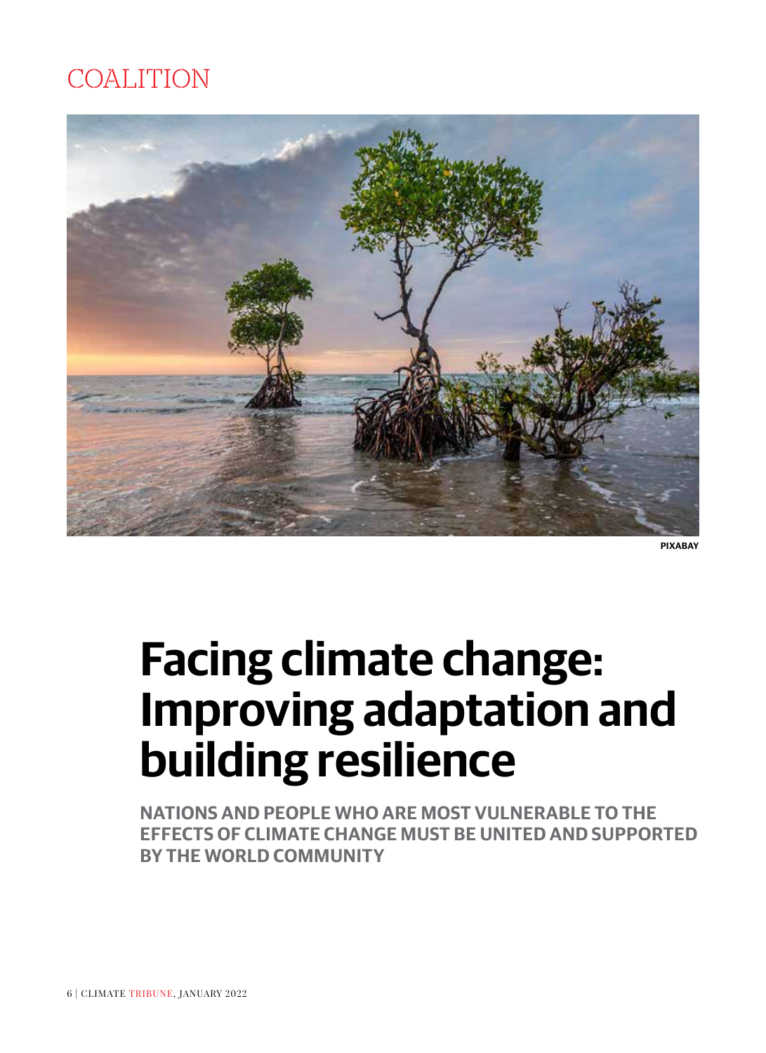COALITION

PIXABAY

# Facing climate change: Improving adaptation and building resilience

**NATIONS AND PEOPLE WHO ARE MOST VULNERABLE TO THE EFFECTS OF CLIMATE CHANGE MUST BE UNITED AND SUPPORTED BY THE WORLD COMMUNITY**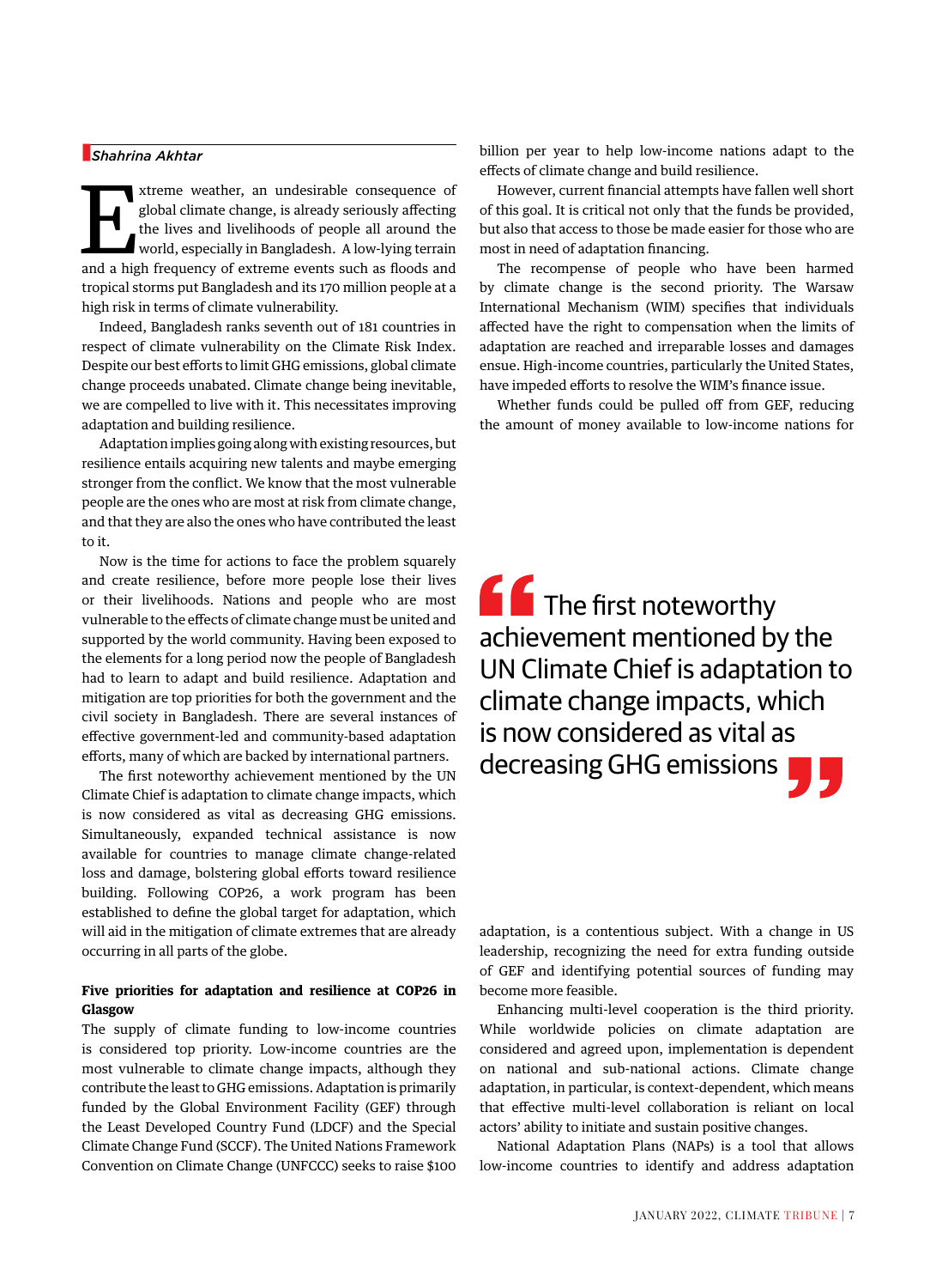*Shahrina Akhtar*

Extreme weather, an undesirable consequence of global climate change, is already seriously affecting the lives and livelihoods of people all around the world, especially in Bangladesh. A low-lying terrain and a high frequency of extreme events such as floods and tropical storms put Bangladesh and its 170 million people at a high risk in terms of climate vulnerability.

Indeed, Bangladesh ranks seventh out of 181 countries in respect of climate vulnerability on the Climate Risk Index. Despite our best efforts to limit GHG emissions, global climate change proceeds unabated. Climate change being inevitable, we are compelled to live with it. This necessitates improving adaptation and building resilience.

Adaptation implies going along with existing resources, but resilience entails acquiring new talents and maybe emerging stronger from the conflict. We know that the most vulnerable people are the ones who are most at risk from climate change, and that they are also the ones who have contributed the least to it.

Now is the time for actions to face the problem squarely and create resilience, before more people lose their lives or their livelihoods. Nations and people who are most vulnerable to the effects of climate change must be united and supported by the world community. Having been exposed to the elements for a long period now the people of Bangladesh had to learn to adapt and build resilience. Adaptation and mitigation are top priorities for both the government and the civil society in Bangladesh. There are several instances of effective government-led and community-based adaptation efforts, many of which are backed by international partners.

The first noteworthy achievement mentioned by the UN Climate Chief is adaptation to climate change impacts, which is now considered as vital as decreasing GHG emissions. Simultaneously, expanded technical assistance is now available for countries to manage climate change-related loss and damage, bolstering global efforts toward resilience building. Following COP26, a work program has been established to define the global target for adaptation, which will aid in the mitigation of climate extremes that are already occurring in all parts of the globe.

**Five priorities for adaptation and resilience at COP26 in Glasgow**

The supply of climate funding to low-income countries is considered top priority. Low-income countries are the most vulnerable to climate change impacts, although they contribute the least to GHG emissions. Adaptation is primarily funded by the Global Environment Facility (GEF) through the Least Developed Country Fund (LDCF) and the Special Climate Change Fund (SCCF). The United Nations Framework Convention on Climate Change (UNFCCC) seeks to raise $100 billion per year to help low-income nations adapt to the effects of climate change and build resilience.

However, current financial attempts have fallen well short of this goal. It is critical not only that the funds be provided, but also that access to those be made easier for those who are most in need of adaptation financing.

The recompense of people who have been harmed by climate change is the second priority. The Warsaw International Mechanism (WIM) specifies that individuals affected have the right to compensation when the limits of adaptation are reached and irreparable losses and damages ensue. High-income countries, particularly the United States, have impeded efforts to resolve the WIM's finance issue.

Whether funds could be pulled off from GEF, reducing the amount of money available to low-income nations for adaptation, is a contentious subject. With a change in US leadership, recognizing the need for extra funding outside of GEF and identifying potential sources of funding may become more feasible.

> The first noteworthy achievement mentioned by the UN Climate Chief is adaptation to climate change impacts, which is now considered as vital as decreasing GHG emissions

Enhancing multi-level cooperation is the third priority. While worldwide policies on climate adaptation are considered and agreed upon, implementation is dependent on national and sub-national actions. Climate change adaptation, in particular, is context-dependent, which means that effective multi-level collaboration is reliant on local actors' ability to initiate and sustain positive changes.

National Adaptation Plans (NAPs) is a tool that allows low-income countries to identify and address adaptation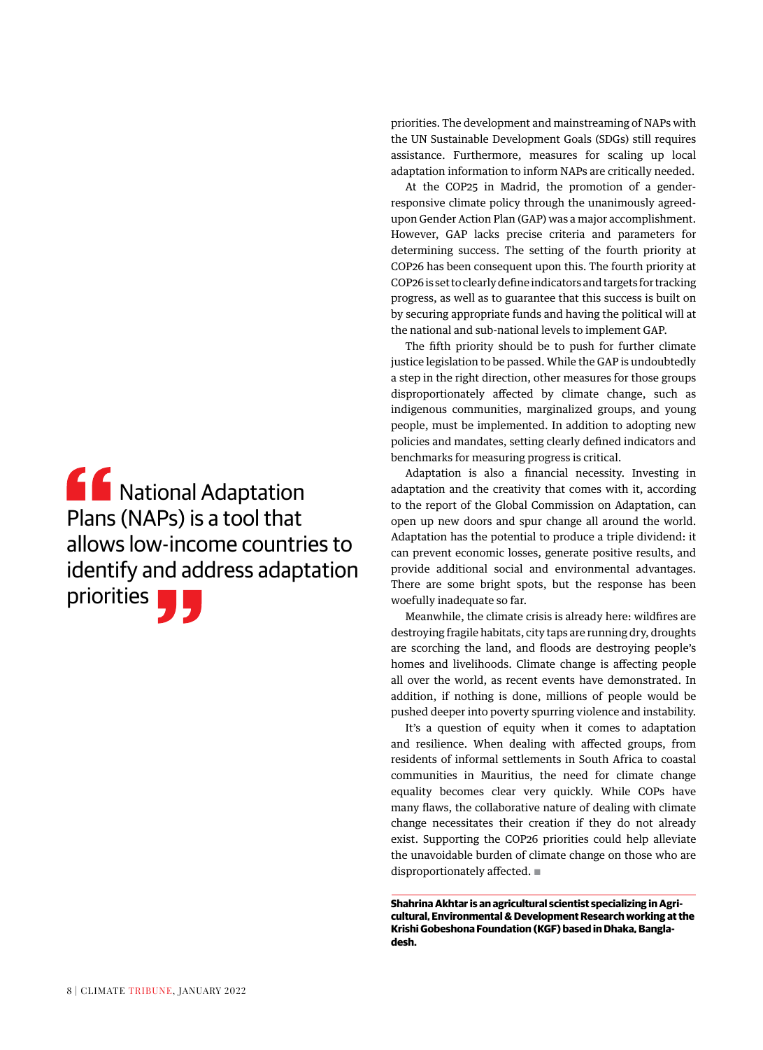> National Adaptation Plans (NAPs) is a tool that allows low-income countries to identify and address adaptation priorities

priorities. The development and mainstreaming of NAPs with the UN Sustainable Development Goals (SDGs) still requires assistance. Furthermore, measures for scaling up local adaptation information to inform NAPs are critically needed.

At the COP25 in Madrid, the promotion of a gender-responsive climate policy through the unanimously agreed-upon Gender Action Plan (GAP) was a major accomplishment. However, GAP lacks precise criteria and parameters for determining success. The setting of the fourth priority at COP26 has been consequent upon this. The fourth priority at COP26 is set to clearly define indicators and targets for tracking progress, as well as to guarantee that this success is built on by securing appropriate funds and having the political will at the national and sub-national levels to implement GAP.

The fifth priority should be to push for further climate justice legislation to be passed. While the GAP is undoubtedly a step in the right direction, other measures for those groups disproportionately affected by climate change, such as indigenous communities, marginalized groups, and young people, must be implemented. In addition to adopting new policies and mandates, setting clearly defined indicators and benchmarks for measuring progress is critical.

Adaptation is also a financial necessity. Investing in adaptation and the creativity that comes with it, according to the report of the Global Commission on Adaptation, can open up new doors and spur change all around the world. Adaptation has the potential to produce a triple dividend: it can prevent economic losses, generate positive results, and provide additional social and environmental advantages. There are some bright spots, but the response has been woefully inadequate so far.

Meanwhile, the climate crisis is already here: wildfires are destroying fragile habitats, city taps are running dry, droughts are scorching the land, and floods are destroying people's homes and livelihoods. Climate change is affecting people all over the world, as recent events have demonstrated. In addition, if nothing is done, millions of people would be pushed deeper into poverty spurring violence and instability.

It's a question of equity when it comes to adaptation and resilience. When dealing with affected groups, from residents of informal settlements in South Africa to coastal communities in Mauritius, the need for climate change equality becomes clear very quickly. While COPs have many flaws, the collaborative nature of dealing with climate change necessitates their creation if they do not already exist. Supporting the COP26 priorities could help alleviate the unavoidable burden of climate change on those who are disproportionately affected. ■

---

**Shahrina Akhtar is an agricultural scientist specializing in Agricultural, Environmental & Development Research working at the Krishi Gobeshona Foundation (KGF) based in Dhaka, Bangladesh.**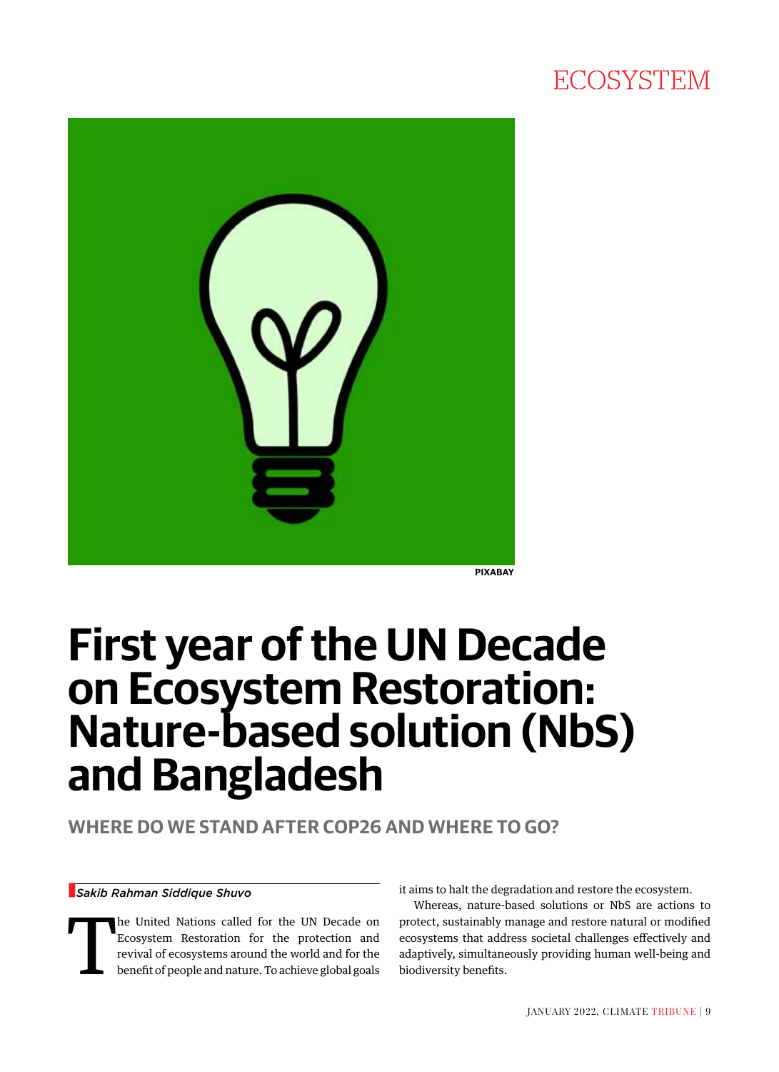ECOSYSTEM

PIXABAY

# First year of the UN Decade on Ecosystem Restoration: Nature-based solution (NbS) and Bangladesh

## WHERE DO WE STAND AFTER COP26 AND WHERE TO GO?

*Sakib Rahman Siddique Shuvo*

The United Nations called for the UN Decade on Ecosystem Restoration for the protection and revival of ecosystems around the world and for the benefit of people and nature. To achieve global goals it aims to halt the degradation and restore the ecosystem.

Whereas, nature-based solutions or NbS are actions to protect, sustainably manage and restore natural or modified ecosystems that address societal challenges effectively and adaptively, simultaneously providing human well-being and biodiversity benefits.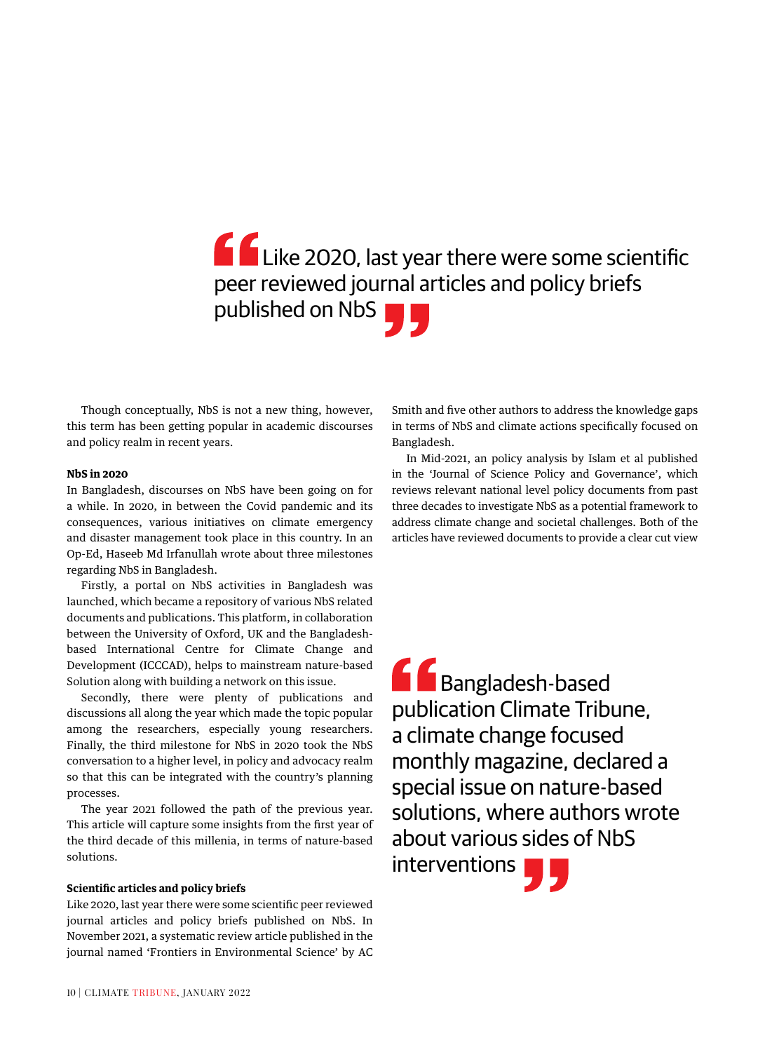> Like 2020, last year there were some scientific peer reviewed journal articles and policy briefs published on NbS

Though conceptually, NbS is not a new thing, however, this term has been getting popular in academic discourses and policy realm in recent years.

**NbS in 2020**

In Bangladesh, discourses on NbS have been going on for a while. In 2020, in between the Covid pandemic and its consequences, various initiatives on climate emergency and disaster management took place in this country. In an Op-Ed, Haseeb Md Irfanullah wrote about three milestones regarding NbS in Bangladesh.

Firstly, a portal on NbS activities in Bangladesh was launched, which became a repository of various NbS related documents and publications. This platform, in collaboration between the University of Oxford, UK and the Bangladesh-based International Centre for Climate Change and Development (ICCCAD), helps to mainstream nature-based Solution along with building a network on this issue.

Secondly, there were plenty of publications and discussions all along the year which made the topic popular among the researchers, especially young researchers. Finally, the third milestone for NbS in 2020 took the NbS conversation to a higher level, in policy and advocacy realm so that this can be integrated with the country's planning processes.

The year 2021 followed the path of the previous year. This article will capture some insights from the first year of the third decade of this millenia, in terms of nature-based solutions.

**Scientific articles and policy briefs**

Like 2020, last year there were some scientific peer reviewed journal articles and policy briefs published on NbS. In November 2021, a systematic review article published in the journal named 'Frontiers in Environmental Science' by AC Smith and five other authors to address the knowledge gaps in terms of NbS and climate actions specifically focused on Bangladesh.

In Mid-2021, an policy analysis by Islam et al published in the 'Journal of Science Policy and Governance', which reviews relevant national level policy documents from past three decades to investigate NbS as a potential framework to address climate change and societal challenges. Both of the articles have reviewed documents to provide a clear cut view

> Bangladesh-based publication Climate Tribune, a climate change focused monthly magazine, declared a special issue on nature-based solutions, where authors wrote about various sides of NbS interventions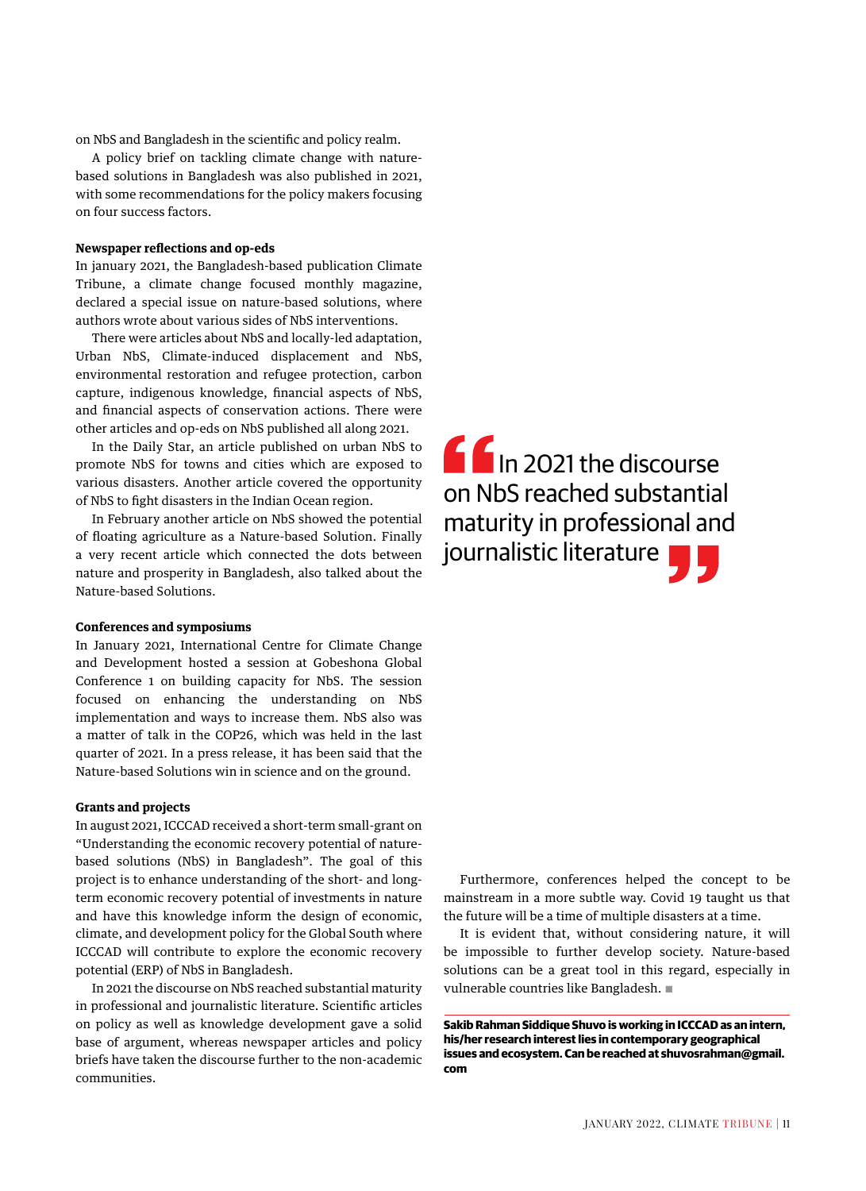on NbS and Bangladesh in the scientific and policy realm.

A policy brief on tackling climate change with nature-based solutions in Bangladesh was also published in 2021, with some recommendations for the policy makers focusing on four success factors.

**Newspaper reflections and op-eds**

In january 2021, the Bangladesh-based publication Climate Tribune, a climate change focused monthly magazine, declared a special issue on nature-based solutions, where authors wrote about various sides of NbS interventions.

There were articles about NbS and locally-led adaptation, Urban NbS, Climate-induced displacement and NbS, environmental restoration and refugee protection, carbon capture, indigenous knowledge, financial aspects of NbS, and financial aspects of conservation actions. There were other articles and op-eds on NbS published all along 2021.

In the Daily Star, an article published on urban NbS to promote NbS for towns and cities which are exposed to various disasters. Another article covered the opportunity of NbS to fight disasters in the Indian Ocean region.

In February another article on NbS showed the potential of floating agriculture as a Nature-based Solution. Finally a very recent article which connected the dots between nature and prosperity in Bangladesh, also talked about the Nature-based Solutions.

**Conferences and symposiums**

In January 2021, International Centre for Climate Change and Development hosted a session at Gobeshona Global Conference 1 on building capacity for NbS. The session focused on enhancing the understanding on NbS implementation and ways to increase them. NbS also was a matter of talk in the COP26, which was held in the last quarter of 2021. In a press release, it has been said that the Nature-based Solutions win in science and on the ground.

**Grants and projects**

In august 2021, ICCCAD received a short-term small-grant on "Understanding the economic recovery potential of nature-based solutions (NbS) in Bangladesh". The goal of this project is to enhance understanding of the short- and long-term economic recovery potential of investments in nature and have this knowledge inform the design of economic, climate, and development policy for the Global South where ICCCAD will contribute to explore the economic recovery potential (ERP) of NbS in Bangladesh.

In 2021 the discourse on NbS reached substantial maturity in professional and journalistic literature. Scientific articles on policy as well as knowledge development gave a solid base of argument, whereas newspaper articles and policy briefs have taken the discourse further to the non-academic communities.

> "In 2021 the discourse on NbS reached substantial maturity in professional and journalistic literature"

Furthermore, conferences helped the concept to be mainstream in a more subtle way. Covid 19 taught us that the future will be a time of multiple disasters at a time.

It is evident that, without considering nature, it will be impossible to further develop society. Nature-based solutions can be a great tool in this regard, especially in vulnerable countries like Bangladesh. ■

---

**Sakib Rahman Siddique Shuvo is working in ICCCAD as an intern, his/her research interest lies in contemporary geographical issues and ecosystem. Can be reached at shuvosrahman@gmail.com**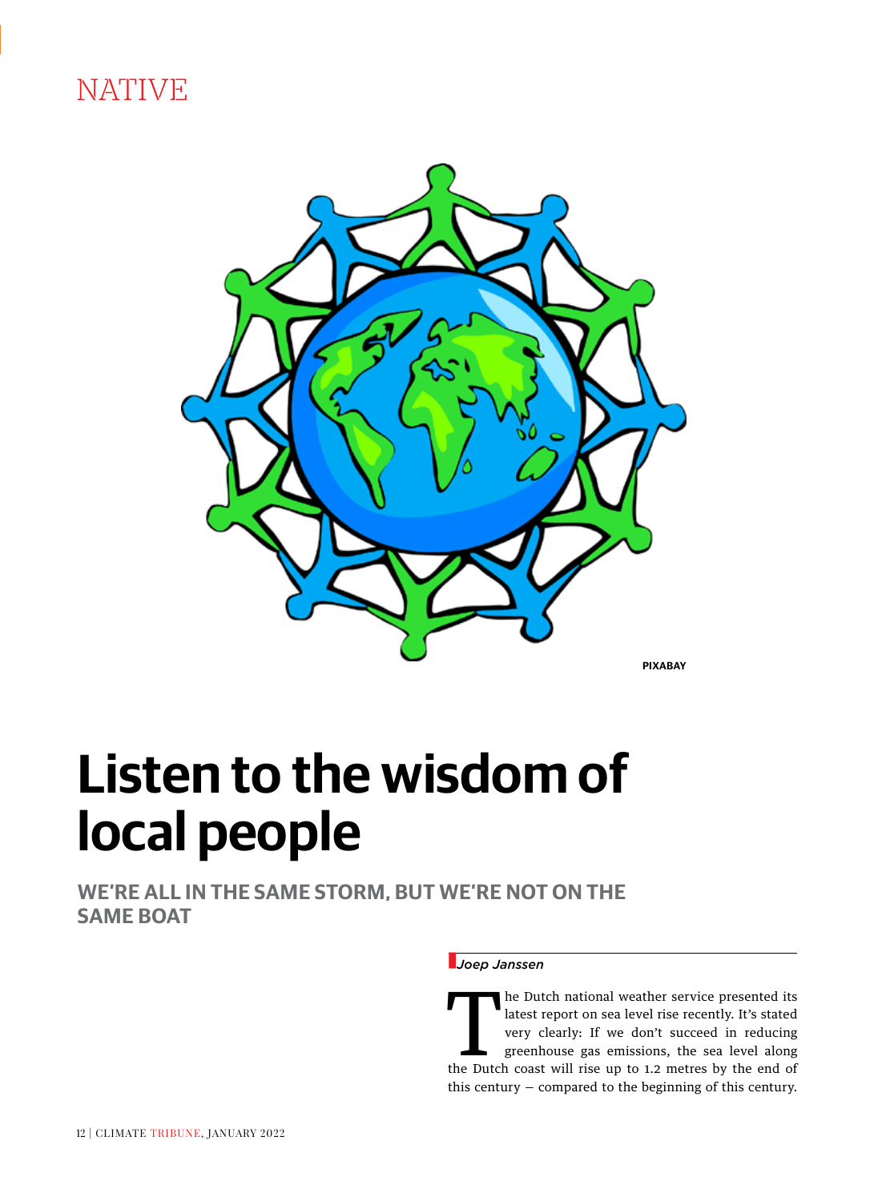NATIVE

PIXABAY

# Listen to the wisdom of local people

## WE'RE ALL IN THE SAME STORM, BUT WE'RE NOT ON THE SAME BOAT

*Joep Janssen*

The Dutch national weather service presented its latest report on sea level rise recently. It's stated very clearly: If we don't succeed in reducing greenhouse gas emissions, the sea level along the Dutch coast will rise up to 1.2 metres by the end of this century – compared to the beginning of this century.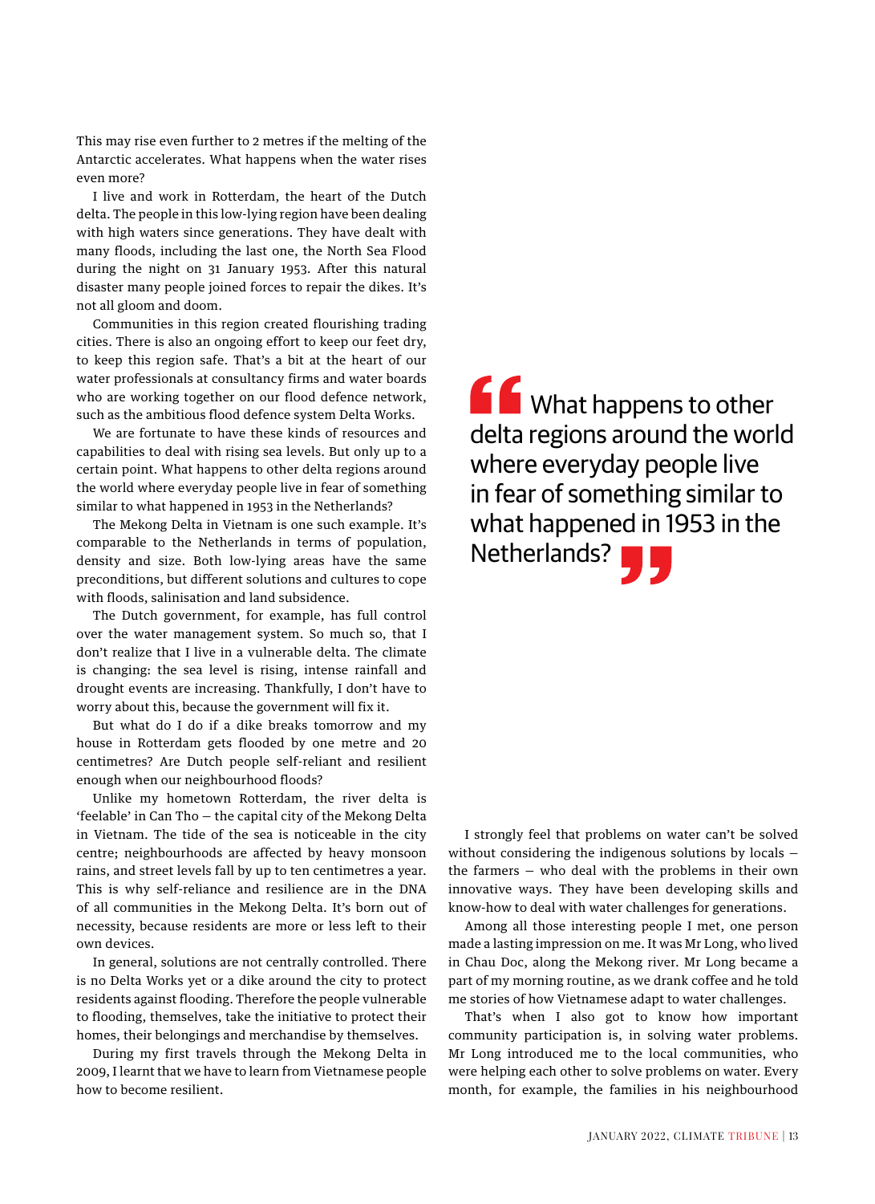This may rise even further to 2 metres if the melting of the Antarctic accelerates. What happens when the water rises even more?

I live and work in Rotterdam, the heart of the Dutch delta. The people in this low-lying region have been dealing with high waters since generations. They have dealt with many floods, including the last one, the North Sea Flood during the night on 31 January 1953. After this natural disaster many people joined forces to repair the dikes. It's not all gloom and doom.

Communities in this region created flourishing trading cities. There is also an ongoing effort to keep our feet dry, to keep this region safe. That's a bit at the heart of our water professionals at consultancy firms and water boards who are working together on our flood defence network, such as the ambitious flood defence system Delta Works.

We are fortunate to have these kinds of resources and capabilities to deal with rising sea levels. But only up to a certain point. What happens to other delta regions around the world where everyday people live in fear of something similar to what happened in 1953 in the Netherlands?

The Mekong Delta in Vietnam is one such example. It's comparable to the Netherlands in terms of population, density and size. Both low-lying areas have the same preconditions, but different solutions and cultures to cope with floods, salinisation and land subsidence.

The Dutch government, for example, has full control over the water management system. So much so, that I don't realize that I live in a vulnerable delta. The climate is changing: the sea level is rising, intense rainfall and drought events are increasing. Thankfully, I don't have to worry about this, because the government will fix it.

But what do I do if a dike breaks tomorrow and my house in Rotterdam gets flooded by one metre and 20 centimetres? Are Dutch people self-reliant and resilient enough when our neighbourhood floods?

Unlike my hometown Rotterdam, the river delta is 'feelable' in Can Tho – the capital city of the Mekong Delta in Vietnam. The tide of the sea is noticeable in the city centre; neighbourhoods are affected by heavy monsoon rains, and street levels fall by up to ten centimetres a year. This is why self-reliance and resilience are in the DNA of all communities in the Mekong Delta. It's born out of necessity, because residents are more or less left to their own devices.

In general, solutions are not centrally controlled. There is no Delta Works yet or a dike around the city to protect residents against flooding. Therefore the people vulnerable to flooding, themselves, take the initiative to protect their homes, their belongings and merchandise by themselves.

During my first travels through the Mekong Delta in 2009, I learnt that we have to learn from Vietnamese people how to become resilient.

> "What happens to other delta regions around the world where everyday people live in fear of something similar to what happened in 1953 in the Netherlands?"

I strongly feel that problems on water can't be solved without considering the indigenous solutions by locals – the farmers – who deal with the problems in their own innovative ways. They have been developing skills and know-how to deal with water challenges for generations.

Among all those interesting people I met, one person made a lasting impression on me. It was Mr Long, who lived in Chau Doc, along the Mekong river. Mr Long became a part of my morning routine, as we drank coffee and he told me stories of how Vietnamese adapt to water challenges.

That's when I also got to know how important community participation is, in solving water problems. Mr Long introduced me to the local communities, who were helping each other to solve problems on water. Every month, for example, the families in his neighbourhood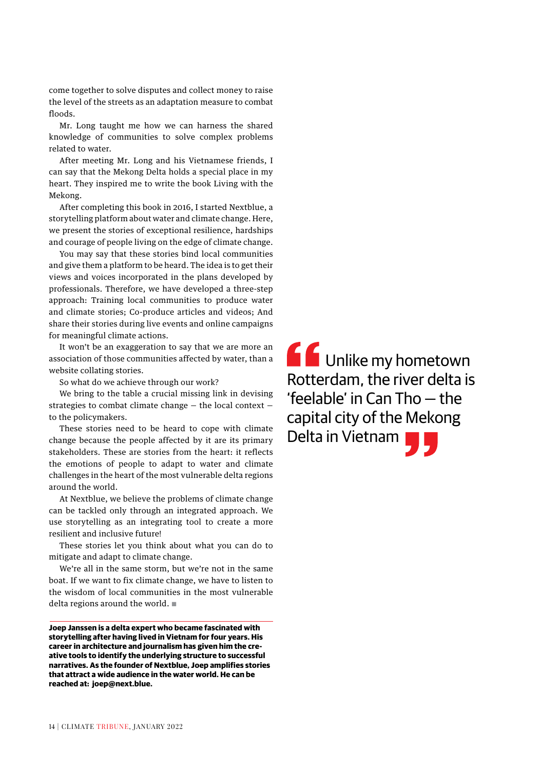come together to solve disputes and collect money to raise the level of the streets as an adaptation measure to combat floods.

Mr. Long taught me how we can harness the shared knowledge of communities to solve complex problems related to water.

After meeting Mr. Long and his Vietnamese friends, I can say that the Mekong Delta holds a special place in my heart. They inspired me to write the book Living with the Mekong.

After completing this book in 2016, I started Nextblue, a storytelling platform about water and climate change. Here, we present the stories of exceptional resilience, hardships and courage of people living on the edge of climate change.

You may say that these stories bind local communities and give them a platform to be heard. The idea is to get their views and voices incorporated in the plans developed by professionals. Therefore, we have developed a three-step approach: Training local communities to produce water and climate stories; Co-produce articles and videos; And share their stories during live events and online campaigns for meaningful climate actions.

It won't be an exaggeration to say that we are more an association of those communities affected by water, than a website collating stories.

So what do we achieve through our work?

We bring to the table a crucial missing link in devising strategies to combat climate change – the local context – to the policymakers.

These stories need to be heard to cope with climate change because the people affected by it are its primary stakeholders. These are stories from the heart: it reflects the emotions of people to adapt to water and climate challenges in the heart of the most vulnerable delta regions around the world.

At Nextblue, we believe the problems of climate change can be tackled only through an integrated approach. We use storytelling as an integrating tool to create a more resilient and inclusive future!

These stories let you think about what you can do to mitigate and adapt to climate change.

We're all in the same storm, but we're not in the same boat. If we want to fix climate change, we have to listen to the wisdom of local communities in the most vulnerable delta regions around the world. ■

> Unlike my hometown Rotterdam, the river delta is 'feelable' in Can Tho – the capital city of the Mekong Delta in Vietnam

**Joep Janssen is a delta expert who became fascinated with storytelling after having lived in Vietnam for four years. His career in architecture and journalism has given him the creative tools to identify the underlying structure to successful narratives. As the founder of Nextblue, Joep amplifies stories that attract a wide audience in the water world. He can be reached at: joep@next.blue.**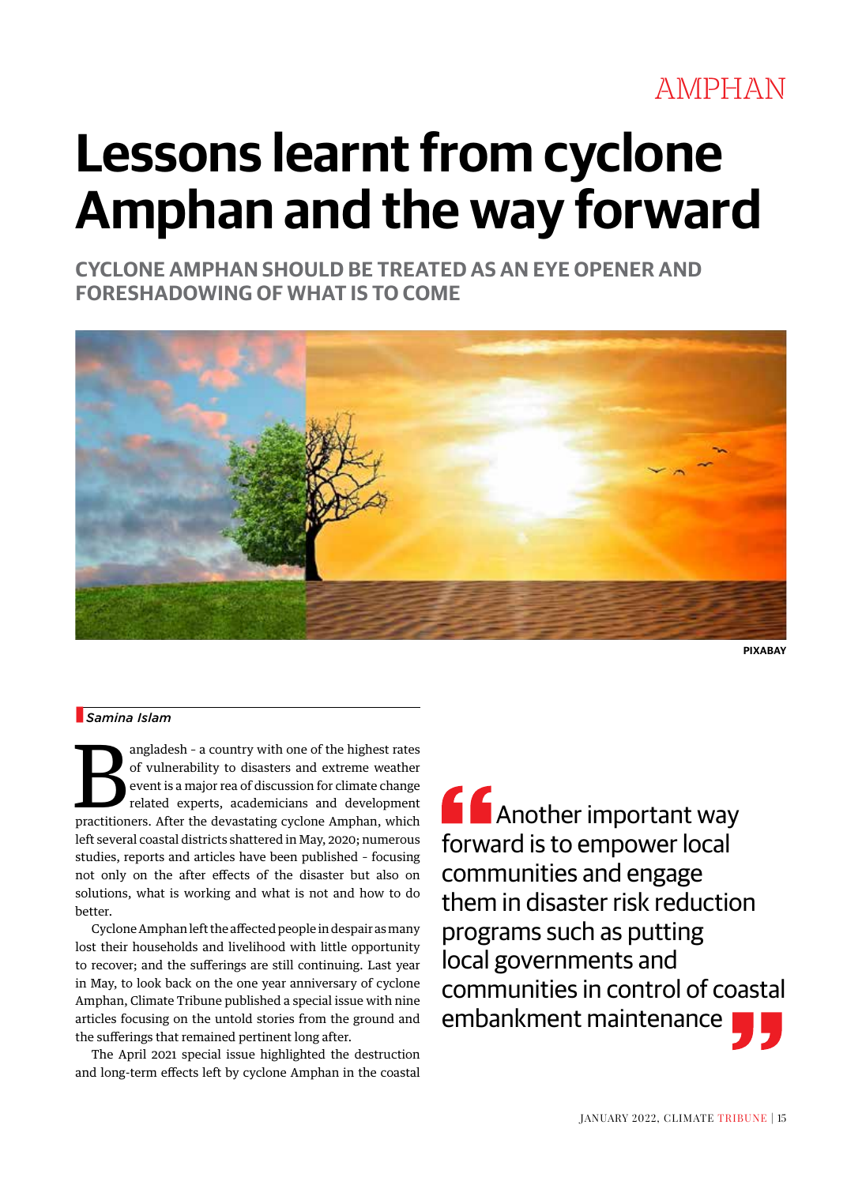AMPHAN

# Lessons learnt from cyclone Amphan and the way forward

## CYCLONE AMPHAN SHOULD BE TREATED AS AN EYE OPENER AND FORESHADOWING OF WHAT IS TO COME

PIXABAY

*Samina Islam*

Bangladesh - a country with one of the highest rates of vulnerability to disasters and extreme weather event is a major rea of discussion for climate change related experts, academicians and development practitioners. After the devastating cyclone Amphan, which left several coastal districts shattered in May, 2020; numerous studies, reports and articles have been published - focusing not only on the after effects of the disaster but also on solutions, what is working and what is not and how to do better.

Cyclone Amphan left the affected people in despair as many lost their households and livelihood with little opportunity to recover; and the sufferings are still continuing. Last year in May, to look back on the one year anniversary of cyclone Amphan, Climate Tribune published a special issue with nine articles focusing on the untold stories from the ground and the sufferings that remained pertinent long after.

The April 2021 special issue highlighted the destruction and long-term effects left by cyclone Amphan in the coastal

> Another important way forward is to empower local communities and engage them in disaster risk reduction programs such as putting local governments and communities in control of coastal embankment maintenance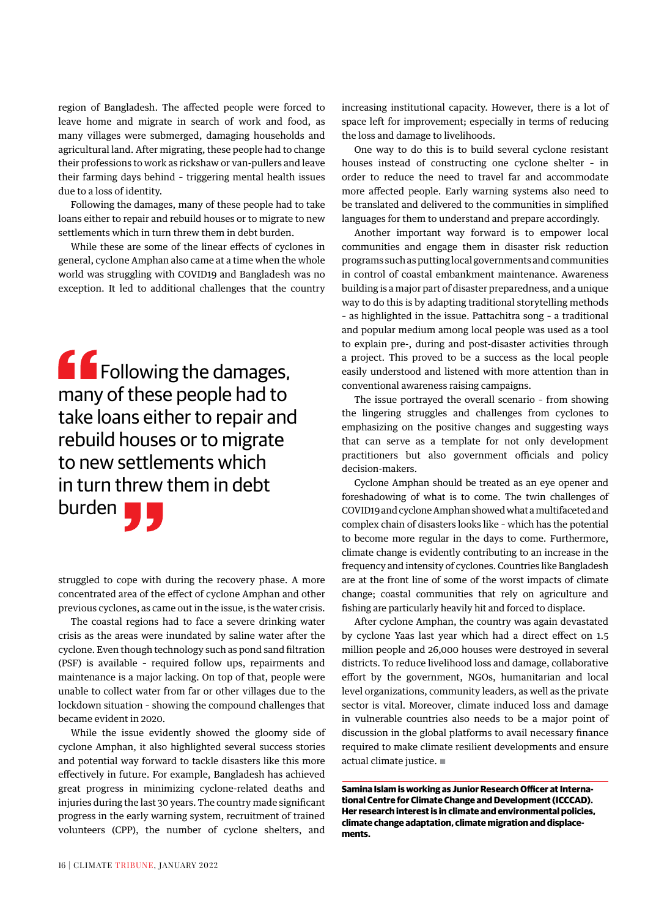region of Bangladesh. The affected people were forced to leave home and migrate in search of work and food, as many villages were submerged, damaging households and agricultural land. After migrating, these people had to change their professions to work as rickshaw or van-pullers and leave their farming days behind - triggering mental health issues due to a loss of identity.

Following the damages, many of these people had to take loans either to repair and rebuild houses or to migrate to new settlements which in turn threw them in debt burden.

While these are some of the linear effects of cyclones in general, cyclone Amphan also came at a time when the whole world was struggling with COVID19 and Bangladesh was no exception. It led to additional challenges that the country struggled to cope with during the recovery phase. A more concentrated area of the effect of cyclone Amphan and other previous cyclones, as came out in the issue, is the water crisis.

> Following the damages, many of these people had to take loans either to repair and rebuild houses or to migrate to new settlements which in turn threw them in debt burden

The coastal regions had to face a severe drinking water crisis as the areas were inundated by saline water after the cyclone. Even though technology such as pond sand filtration (PSF) is available - required follow ups, repairments and maintenance is a major lacking. On top of that, people were unable to collect water from far or other villages due to the lockdown situation - showing the compound challenges that became evident in 2020.

While the issue evidently showed the gloomy side of cyclone Amphan, it also highlighted several success stories and potential way forward to tackle disasters like this more effectively in future. For example, Bangladesh has achieved great progress in minimizing cyclone-related deaths and injuries during the last 30 years. The country made significant progress in the early warning system, recruitment of trained volunteers (CPP), the number of cyclone shelters, and increasing institutional capacity. However, there is a lot of space left for improvement; especially in terms of reducing the loss and damage to livelihoods.

One way to do this is to build several cyclone resistant houses instead of constructing one cyclone shelter - in order to reduce the need to travel far and accommodate more affected people. Early warning systems also need to be translated and delivered to the communities in simplified languages for them to understand and prepare accordingly.

Another important way forward is to empower local communities and engage them in disaster risk reduction programs such as putting local governments and communities in control of coastal embankment maintenance. Awareness building is a major part of disaster preparedness, and a unique way to do this is by adapting traditional storytelling methods - as highlighted in the issue. Pattachitra song - a traditional and popular medium among local people was used as a tool to explain pre-, during and post-disaster activities through a project. This proved to be a success as the local people easily understood and listened with more attention than in conventional awareness raising campaigns.

The issue portrayed the overall scenario - from showing the lingering struggles and challenges from cyclones to emphasizing on the positive changes and suggesting ways that can serve as a template for not only development practitioners but also government officials and policy decision-makers.

Cyclone Amphan should be treated as an eye opener and foreshadowing of what is to come. The twin challenges of COVID19 and cyclone Amphan showed what a multifaceted and complex chain of disasters looks like - which has the potential to become more regular in the days to come. Furthermore, climate change is evidently contributing to an increase in the frequency and intensity of cyclones. Countries like Bangladesh are at the front line of some of the worst impacts of climate change; coastal communities that rely on agriculture and fishing are particularly heavily hit and forced to displace.

After cyclone Amphan, the country was again devastated by cyclone Yaas last year which had a direct effect on 1.5 million people and 26,000 houses were destroyed in several districts. To reduce livelihood loss and damage, collaborative effort by the government, NGOs, humanitarian and local level organizations, community leaders, as well as the private sector is vital. Moreover, climate induced loss and damage in vulnerable countries also needs to be a major point of discussion in the global platforms to avail necessary finance required to make climate resilient developments and ensure actual climate justice. ■

**Samina Islam is working as Junior Research Officer at International Centre for Climate Change and Development (ICCCAD). Her research interest is in climate and environmental policies, climate change adaptation, climate migration and displacements.**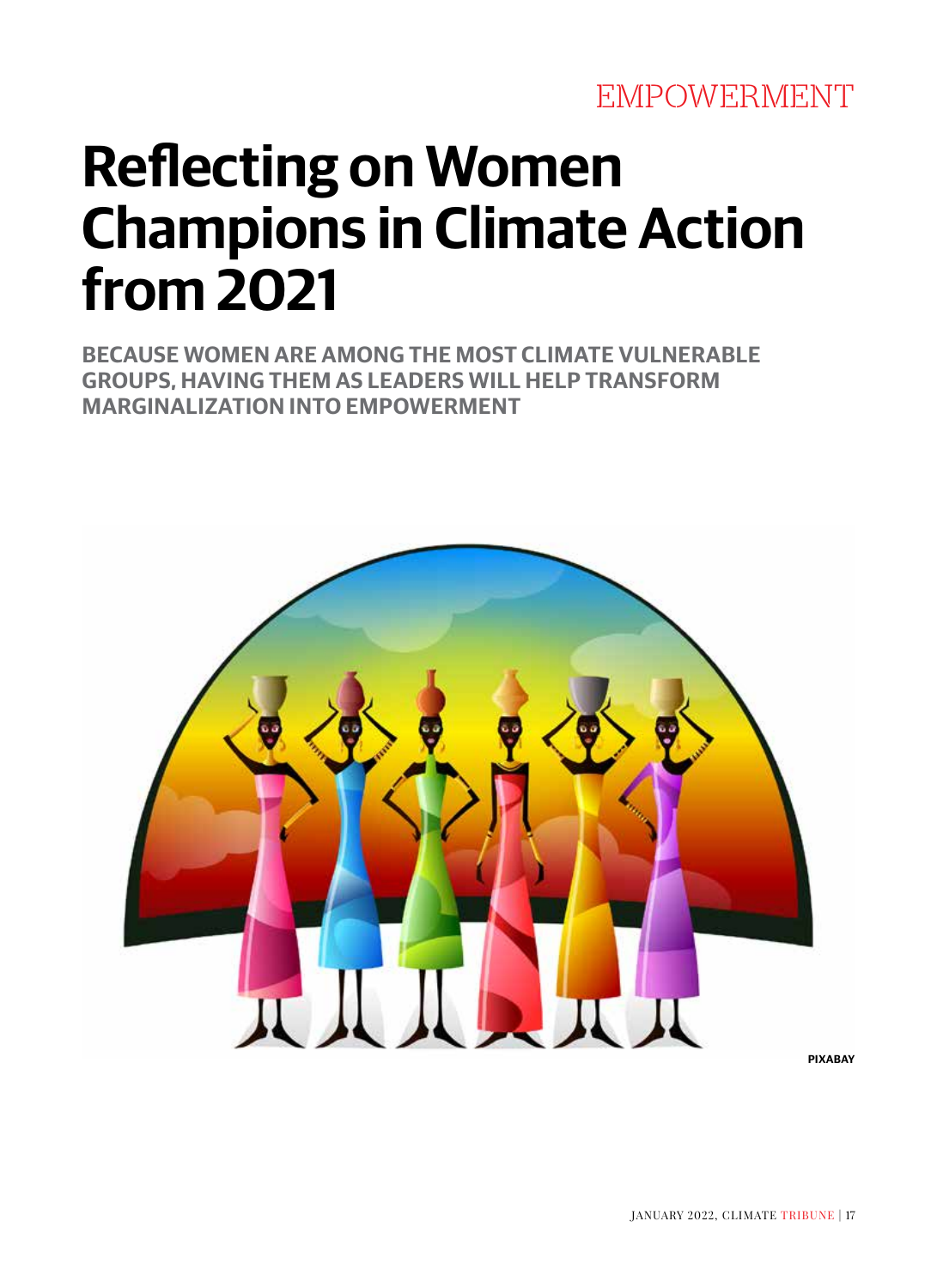EMPOWERMENT

# Reflecting on Women Champions in Climate Action from 2021

**BECAUSE WOMEN ARE AMONG THE MOST CLIMATE VULNERABLE GROUPS, HAVING THEM AS LEADERS WILL HELP TRANSFORM MARGINALIZATION INTO EMPOWERMENT**

PIXABAY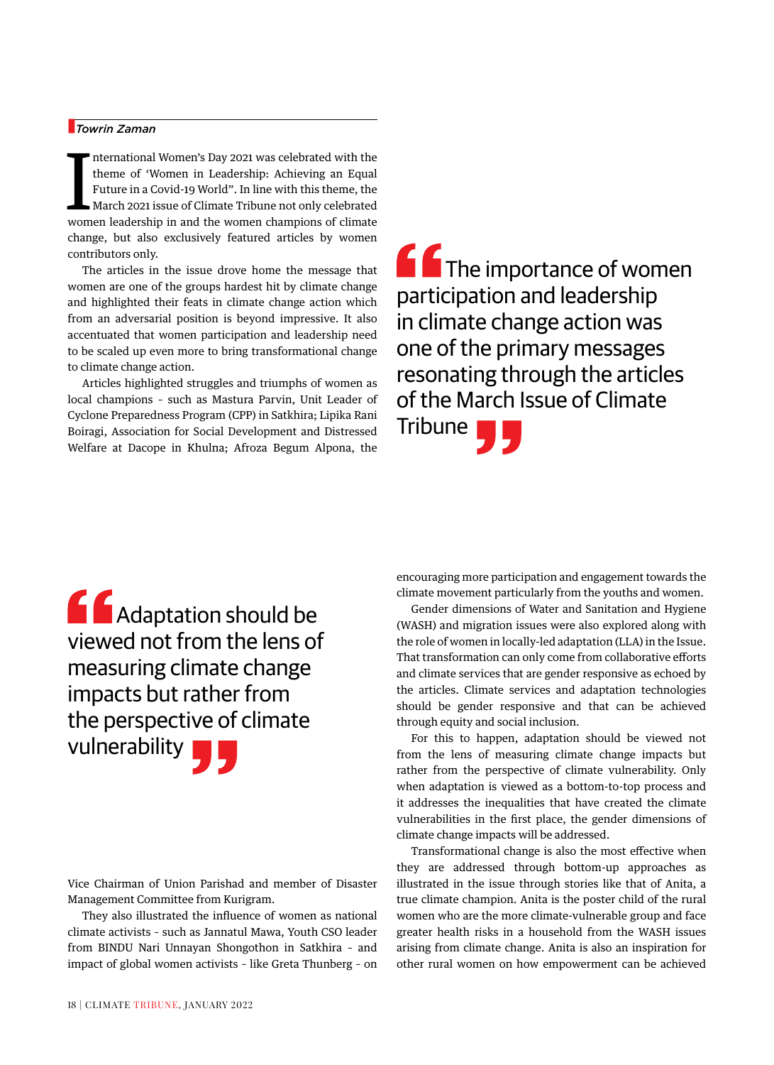*Towrin Zaman*

International Women's Day 2021 was celebrated with the theme of 'Women in Leadership: Achieving an Equal Future in a Covid-19 World". In line with this theme, the March 2021 issue of Climate Tribune not only celebrated women leadership in and the women champions of climate change, but also exclusively featured articles by women contributors only.

The articles in the issue drove home the message that women are one of the groups hardest hit by climate change and highlighted their feats in climate change action which from an adversarial position is beyond impressive. It also accentuated that women participation and leadership need to be scaled up even more to bring transformational change to climate change action.

Articles highlighted struggles and triumphs of women as local champions - such as Mastura Parvin, Unit Leader of Cyclone Preparedness Program (CPP) in Satkhira; Lipika Rani Boiragi, Association for Social Development and Distressed Welfare at Dacope in Khulna; Afroza Begum Alpona, the Vice Chairman of Union Parishad and member of Disaster Management Committee from Kurigram.

> The importance of women participation and leadership in climate change action was one of the primary messages resonating through the articles of the March Issue of Climate Tribune

They also illustrated the influence of women as national climate activists - such as Jannatul Mawa, Youth CSO leader from BINDU Nari Unnayan Shongothon in Satkhira - and impact of global women activists - like Greta Thunberg - on encouraging more participation and engagement towards the climate movement particularly from the youths and women.

Gender dimensions of Water and Sanitation and Hygiene (WASH) and migration issues were also explored along with the role of women in locally-led adaptation (LLA) in the Issue. That transformation can only come from collaborative efforts and climate services that are gender responsive as echoed by the articles. Climate services and adaptation technologies should be gender responsive and that can be achieved through equity and social inclusion.

> Adaptation should be viewed not from the lens of measuring climate change impacts but rather from the perspective of climate vulnerability

For this to happen, adaptation should be viewed not from the lens of measuring climate change impacts but rather from the perspective of climate vulnerability. Only when adaptation is viewed as a bottom-to-top process and it addresses the inequalities that have created the climate vulnerabilities in the first place, the gender dimensions of climate change impacts will be addressed.

Transformational change is also the most effective when they are addressed through bottom-up approaches as illustrated in the issue through stories like that of Anita, a true climate champion. Anita is the poster child of the rural women who are the more climate-vulnerable group and face greater health risks in a household from the WASH issues arising from climate change. Anita is also an inspiration for other rural women on how empowerment can be achieved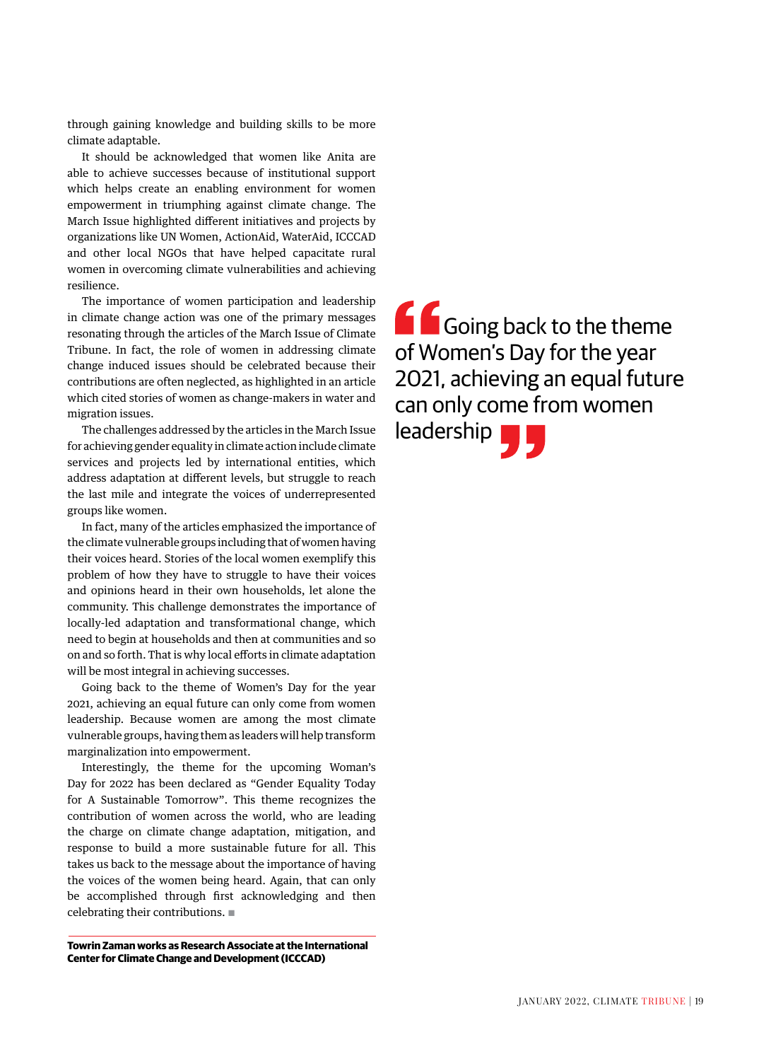through gaining knowledge and building skills to be more climate adaptable.

It should be acknowledged that women like Anita are able to achieve successes because of institutional support which helps create an enabling environment for women empowerment in triumphing against climate change. The March Issue highlighted different initiatives and projects by organizations like UN Women, ActionAid, WaterAid, ICCCAD and other local NGOs that have helped capacitate rural women in overcoming climate vulnerabilities and achieving resilience.

The importance of women participation and leadership in climate change action was one of the primary messages resonating through the articles of the March Issue of Climate Tribune. In fact, the role of women in addressing climate change induced issues should be celebrated because their contributions are often neglected, as highlighted in an article which cited stories of women as change-makers in water and migration issues.

The challenges addressed by the articles in the March Issue for achieving gender equality in climate action include climate services and projects led by international entities, which address adaptation at different levels, but struggle to reach the last mile and integrate the voices of underrepresented groups like women.

In fact, many of the articles emphasized the importance of the climate vulnerable groups including that of women having their voices heard. Stories of the local women exemplify this problem of how they have to struggle to have their voices and opinions heard in their own households, let alone the community. This challenge demonstrates the importance of locally-led adaptation and transformational change, which need to begin at households and then at communities and so on and so forth. That is why local efforts in climate adaptation will be most integral in achieving successes.

Going back to the theme of Women's Day for the year 2021, achieving an equal future can only come from women leadership. Because women are among the most climate vulnerable groups, having them as leaders will help transform marginalization into empowerment.

Interestingly, the theme for the upcoming Woman's Day for 2022 has been declared as "Gender Equality Today for A Sustainable Tomorrow". This theme recognizes the contribution of women across the world, who are leading the charge on climate change adaptation, mitigation, and response to build a more sustainable future for all. This takes us back to the message about the importance of having the voices of the women being heard. Again, that can only be accomplished through first acknowledging and then celebrating their contributions. ■

> Going back to the theme of Women's Day for the year 2021, achieving an equal future can only come from women leadership

**Towrin Zaman works as Research Associate at the International Center for Climate Change and Development (ICCCAD)**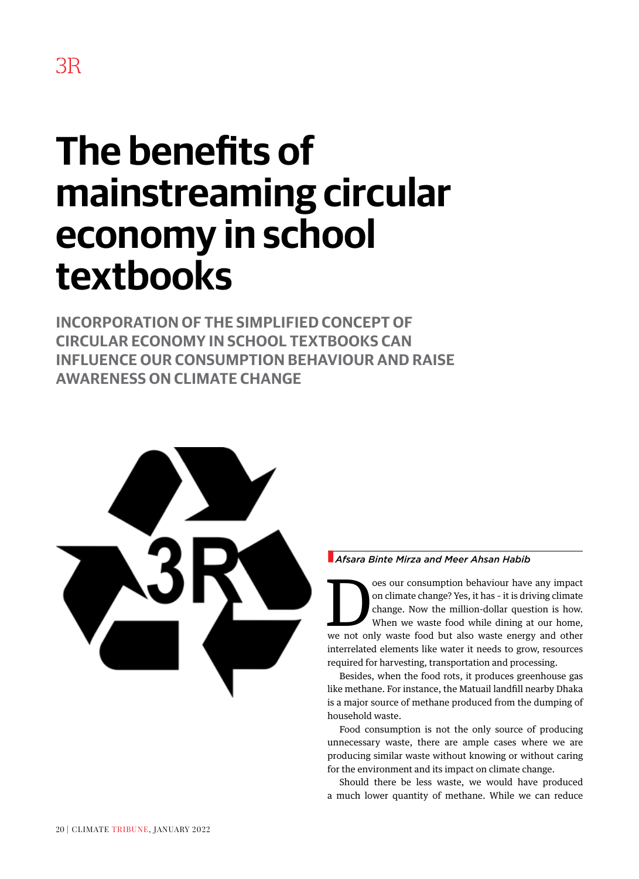3R

# The benefits of mainstreaming circular economy in school textbooks

**INCORPORATION OF THE SIMPLIFIED CONCEPT OF CIRCULAR ECONOMY IN SCHOOL TEXTBOOKS CAN INFLUENCE OUR CONSUMPTION BEHAVIOUR AND RAISE AWARENESS ON CLIMATE CHANGE**

*Afsara Binte Mirza and Meer Ahsan Habib*

Does our consumption behaviour have any impact on climate change? Yes, it has - it is driving climate change. Now the million-dollar question is how. When we waste food while dining at our home, we not only waste food but also waste energy and other interrelated elements like water it needs to grow, resources required for harvesting, transportation and processing.

Besides, when the food rots, it produces greenhouse gas like methane. For instance, the Matuail landfill nearby Dhaka is a major source of methane produced from the dumping of household waste.

Food consumption is not the only source of producing unnecessary waste, there are ample cases where we are producing similar waste without knowing or without caring for the environment and its impact on climate change.

Should there be less waste, we would have produced a much lower quantity of methane. While we can reduce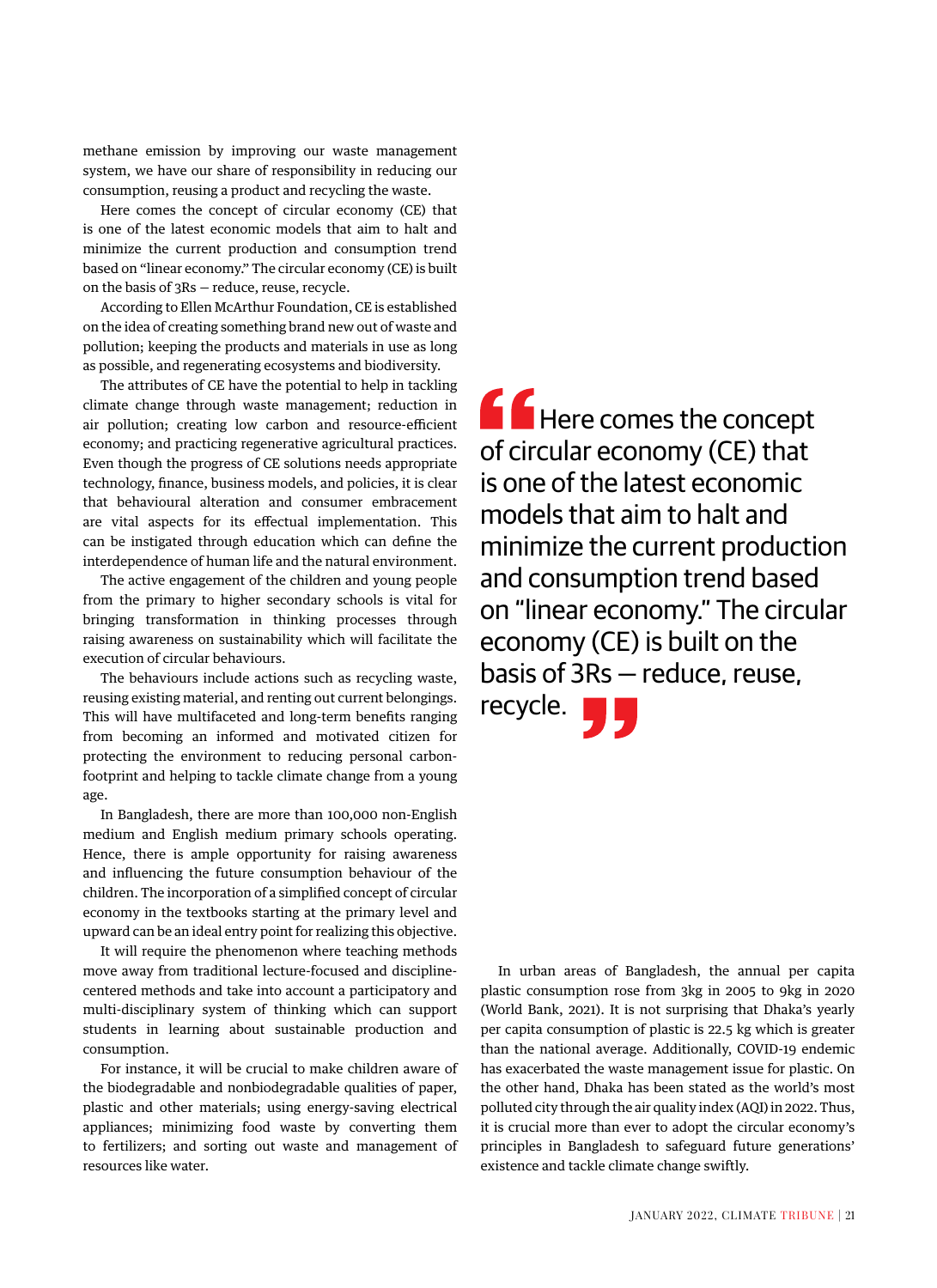methane emission by improving our waste management system, we have our share of responsibility in reducing our consumption, reusing a product and recycling the waste.

Here comes the concept of circular economy (CE) that is one of the latest economic models that aim to halt and minimize the current production and consumption trend based on "linear economy." The circular economy (CE) is built on the basis of 3Rs – reduce, reuse, recycle.

According to Ellen McArthur Foundation, CE is established on the idea of creating something brand new out of waste and pollution; keeping the products and materials in use as long as possible, and regenerating ecosystems and biodiversity.

The attributes of CE have the potential to help in tackling climate change through waste management; reduction in air pollution; creating low carbon and resource-efficient economy; and practicing regenerative agricultural practices. Even though the progress of CE solutions needs appropriate technology, finance, business models, and policies, it is clear that behavioural alteration and consumer embracement are vital aspects for its effectual implementation. This can be instigated through education which can define the interdependence of human life and the natural environment.

The active engagement of the children and young people from the primary to higher secondary schools is vital for bringing transformation in thinking processes through raising awareness on sustainability which will facilitate the execution of circular behaviours.

The behaviours include actions such as recycling waste, reusing existing material, and renting out current belongings. This will have multifaceted and long-term benefits ranging from becoming an informed and motivated citizen for protecting the environment to reducing personal carbon-footprint and helping to tackle climate change from a young age.

In Bangladesh, there are more than 100,000 non-English medium and English medium primary schools operating. Hence, there is ample opportunity for raising awareness and influencing the future consumption behaviour of the children. The incorporation of a simplified concept of circular economy in the textbooks starting at the primary level and upward can be an ideal entry point for realizing this objective.

It will require the phenomenon where teaching methods move away from traditional lecture-focused and discipline-centered methods and take into account a participatory and multi-disciplinary system of thinking which can support students in learning about sustainable production and consumption.

For instance, it will be crucial to make children aware of the biodegradable and nonbiodegradable qualities of paper, plastic and other materials; using energy-saving electrical appliances; minimizing food waste by converting them to fertilizers; and sorting out waste and management of resources like water.

> "Here comes the concept of circular economy (CE) that is one of the latest economic models that aim to halt and minimize the current production and consumption trend based on "linear economy." The circular economy (CE) is built on the basis of 3Rs – reduce, reuse, recycle."

In urban areas of Bangladesh, the annual per capita plastic consumption rose from 3kg in 2005 to 9kg in 2020 (World Bank, 2021). It is not surprising that Dhaka's yearly per capita consumption of plastic is 22.5 kg which is greater than the national average. Additionally, COVID-19 endemic has exacerbated the waste management issue for plastic. On the other hand, Dhaka has been stated as the world's most polluted city through the air quality index (AQI) in 2022. Thus, it is crucial more than ever to adopt the circular economy's principles in Bangladesh to safeguard future generations' existence and tackle climate change swiftly.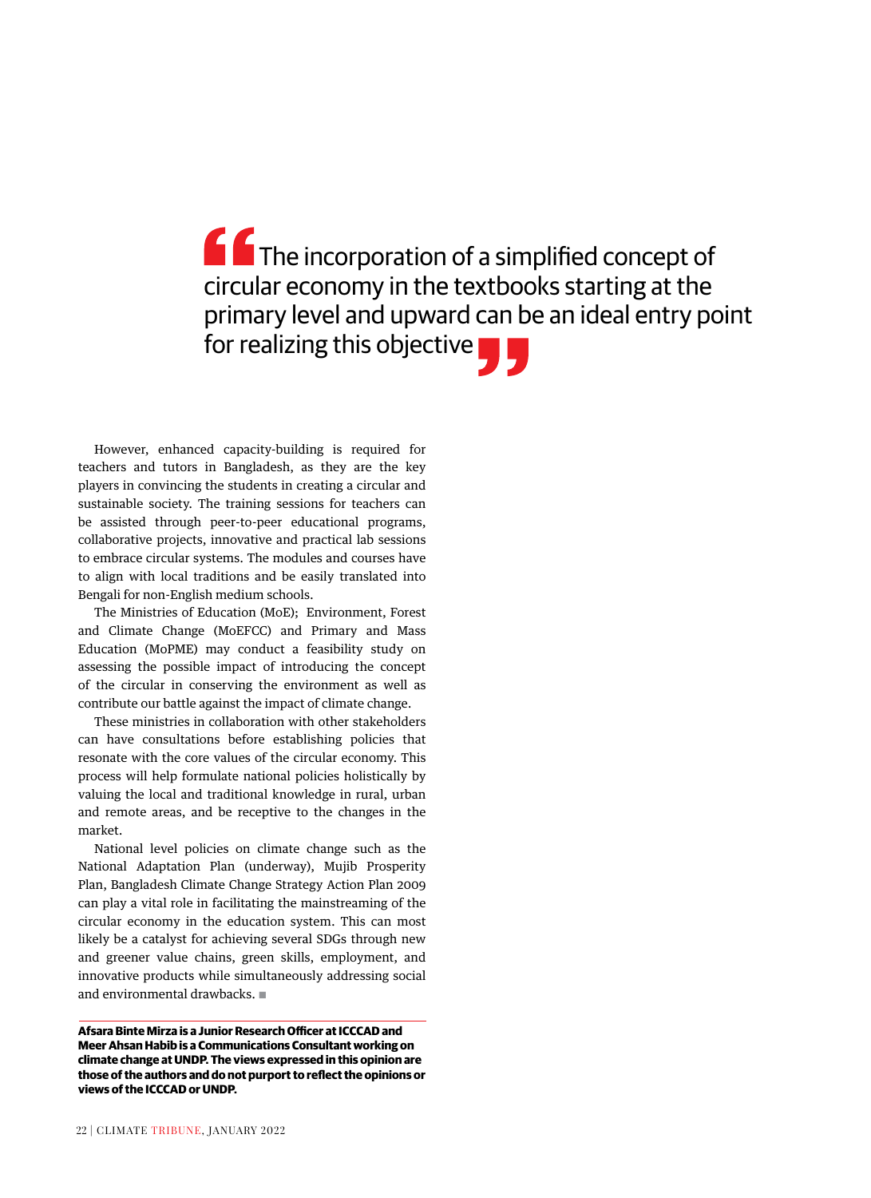> The incorporation of a simplified concept of circular economy in the textbooks starting at the primary level and upward can be an ideal entry point for realizing this objective

However, enhanced capacity-building is required for teachers and tutors in Bangladesh, as they are the key players in convincing the students in creating a circular and sustainable society. The training sessions for teachers can be assisted through peer-to-peer educational programs, collaborative projects, innovative and practical lab sessions to embrace circular systems. The modules and courses have to align with local traditions and be easily translated into Bengali for non-English medium schools.

The Ministries of Education (MoE); Environment, Forest and Climate Change (MoEFCC) and Primary and Mass Education (MoPME) may conduct a feasibility study on assessing the possible impact of introducing the concept of the circular in conserving the environment as well as contribute our battle against the impact of climate change.

These ministries in collaboration with other stakeholders can have consultations before establishing policies that resonate with the core values of the circular economy. This process will help formulate national policies holistically by valuing the local and traditional knowledge in rural, urban and remote areas, and be receptive to the changes in the market.

National level policies on climate change such as the National Adaptation Plan (underway), Mujib Prosperity Plan, Bangladesh Climate Change Strategy Action Plan 2009 can play a vital role in facilitating the mainstreaming of the circular economy in the education system. This can most likely be a catalyst for achieving several SDGs through new and greener value chains, green skills, employment, and innovative products while simultaneously addressing social and environmental drawbacks. ■

---

**Afsara Binte Mirza is a Junior Research Officer at ICCCAD and Meer Ahsan Habib is a Communications Consultant working on climate change at UNDP. The views expressed in this opinion are those of the authors and do not purport to reflect the opinions or views of the ICCCAD or UNDP.**